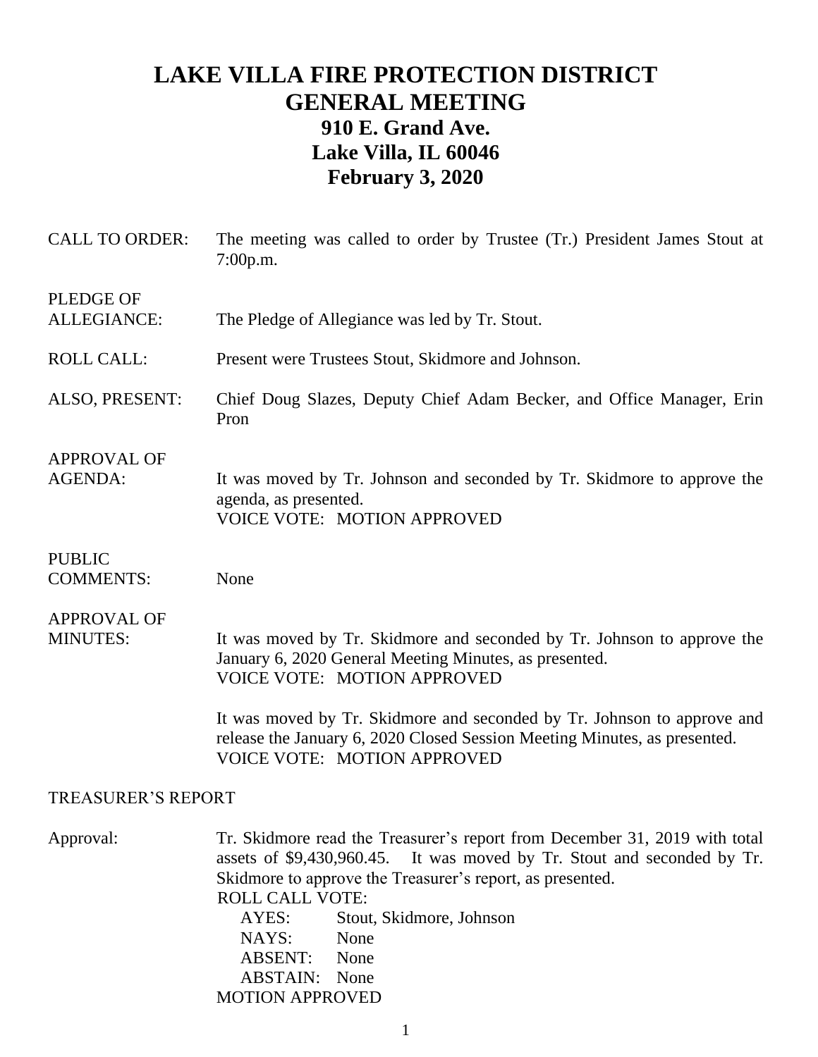# LAKE VILLA FIRE PROTECTION DISTRICT
# GENERAL MEETING
## 910 E. Grand Ave.
## Lake Villa, IL 60046
## February 3, 2020

CALL TO ORDER: The meeting was called to order by Trustee (Tr.) President James Stout at 7:00p.m.

PLEDGE OF ALLEGIANCE: The Pledge of Allegiance was led by Tr. Stout.

ROLL CALL: Present were Trustees Stout, Skidmore and Johnson.

ALSO, PRESENT: Chief Doug Slazes, Deputy Chief Adam Becker, and Office Manager, Erin Pron

APPROVAL OF AGENDA: It was moved by Tr. Johnson and seconded by Tr. Skidmore to approve the agenda, as presented.
VOICE VOTE: MOTION APPROVED

PUBLIC COMMENTS: None

APPROVAL OF MINUTES: It was moved by Tr. Skidmore and seconded by Tr. Johnson to approve the January 6, 2020 General Meeting Minutes, as presented.
VOICE VOTE: MOTION APPROVED

It was moved by Tr. Skidmore and seconded by Tr. Johnson to approve and release the January 6, 2020 Closed Session Meeting Minutes, as presented.
VOICE VOTE: MOTION APPROVED

TREASURER'S REPORT

Approval: Tr. Skidmore read the Treasurer's report from December 31, 2019 with total assets of $9,430,960.45. It was moved by Tr. Stout and seconded by Tr. Skidmore to approve the Treasurer's report, as presented.

ROLL CALL VOTE:
- AYES: Stout, Skidmore, Johnson
- NAYS: None
- ABSENT: None
- ABSTAIN: None

MOTION APPROVED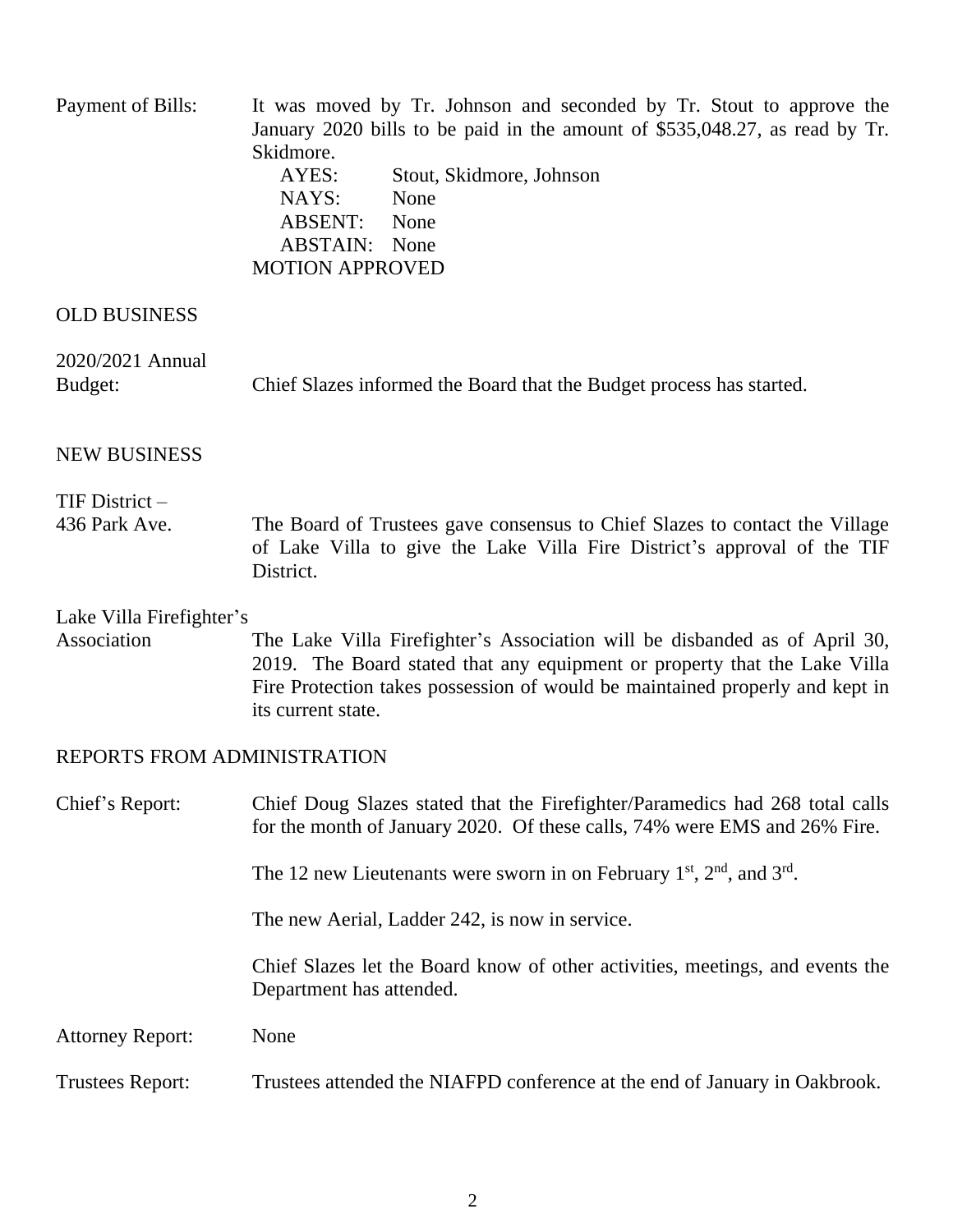Payment of Bills: It was moved by Tr. Johnson and seconded by Tr. Stout to approve the January 2020 bills to be paid in the amount of $535,048.27, as read by Tr. Skidmore.

AYES: Stout, Skidmore, Johnson
NAYS: None
ABSENT: None
ABSTAIN: None
MOTION APPROVED

OLD BUSINESS

2020/2021 Annual Budget: Chief Slazes informed the Board that the Budget process has started.

NEW BUSINESS

TIF District – 436 Park Ave. The Board of Trustees gave consensus to Chief Slazes to contact the Village of Lake Villa to give the Lake Villa Fire District's approval of the TIF District.

Lake Villa Firefighter's Association The Lake Villa Firefighter's Association will be disbanded as of April 30, 2019. The Board stated that any equipment or property that the Lake Villa Fire Protection takes possession of would be maintained properly and kept in its current state.

REPORTS FROM ADMINISTRATION

Chief's Report: Chief Doug Slazes stated that the Firefighter/Paramedics had 268 total calls for the month of January 2020. Of these calls, 74% were EMS and 26% Fire.

The 12 new Lieutenants were sworn in on February 1st, 2nd, and 3rd.

The new Aerial, Ladder 242, is now in service.

Chief Slazes let the Board know of other activities, meetings, and events the Department has attended.

Attorney Report: None

Trustees Report: Trustees attended the NIAFPD conference at the end of January in Oakbrook.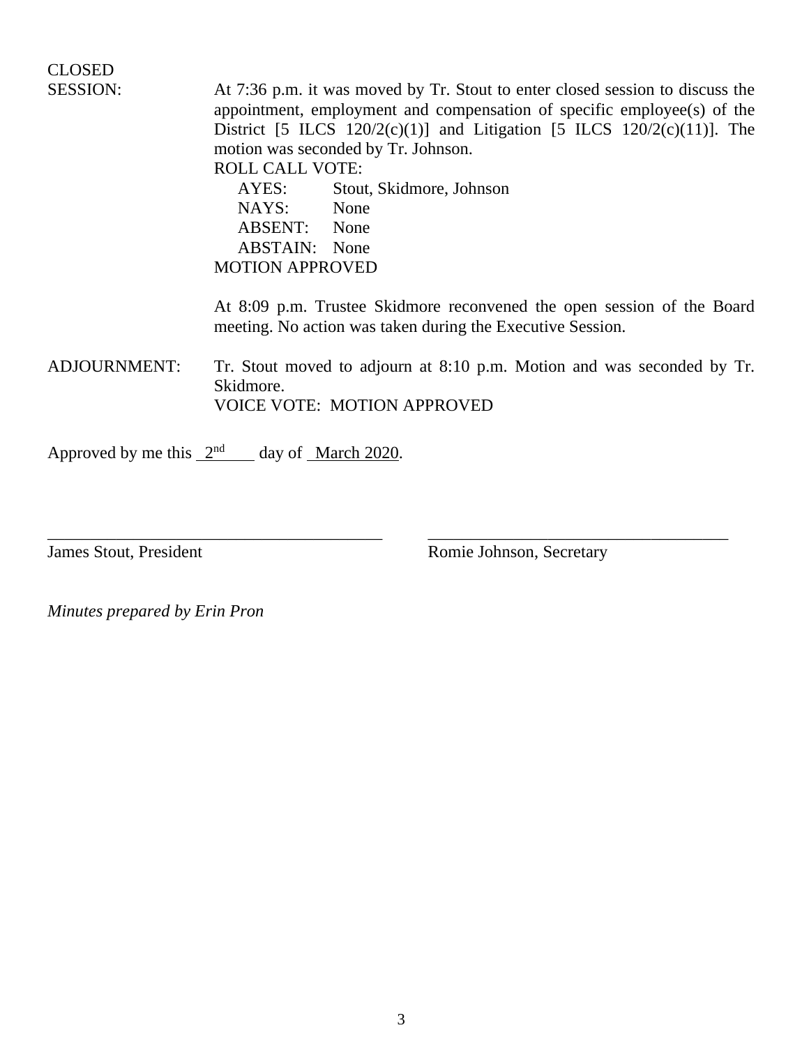CLOSED SESSION: At 7:36 p.m. it was moved by Tr. Stout to enter closed session to discuss the appointment, employment and compensation of specific employee(s) of the District [5 ILCS 120/2(c)(1)] and Litigation [5 ILCS 120/2(c)(11)]. The motion was seconded by Tr. Johnson.

ROLL CALL VOTE:

AYES: Stout, Skidmore, Johnson
NAYS: None
ABSENT: None
ABSTAIN: None

MOTION APPROVED

At 8:09 p.m. Trustee Skidmore reconvened the open session of the Board meeting. No action was taken during the Executive Session.

ADJOURNMENT: Tr. Stout moved to adjourn at 8:10 p.m. Motion and was seconded by Tr. Skidmore.

VOICE VOTE: MOTION APPROVED

Approved by me this 2nd day of March 2020.

\_\_\_\_\_\_\_\_\_\_\_\_\_\_\_\_\_\_\_\_\_\_\_\_\_\_\_\_\_\_\_\_\_\_\_\_\_\_\_\_
James Stout, President

\_\_\_\_\_\_\_\_\_\_\_\_\_\_\_\_\_\_\_\_\_\_\_\_\_\_\_\_\_\_\_\_\_\_\_\_\_\_\_\_
Romie Johnson, Secretary

*Minutes prepared by Erin Pron*